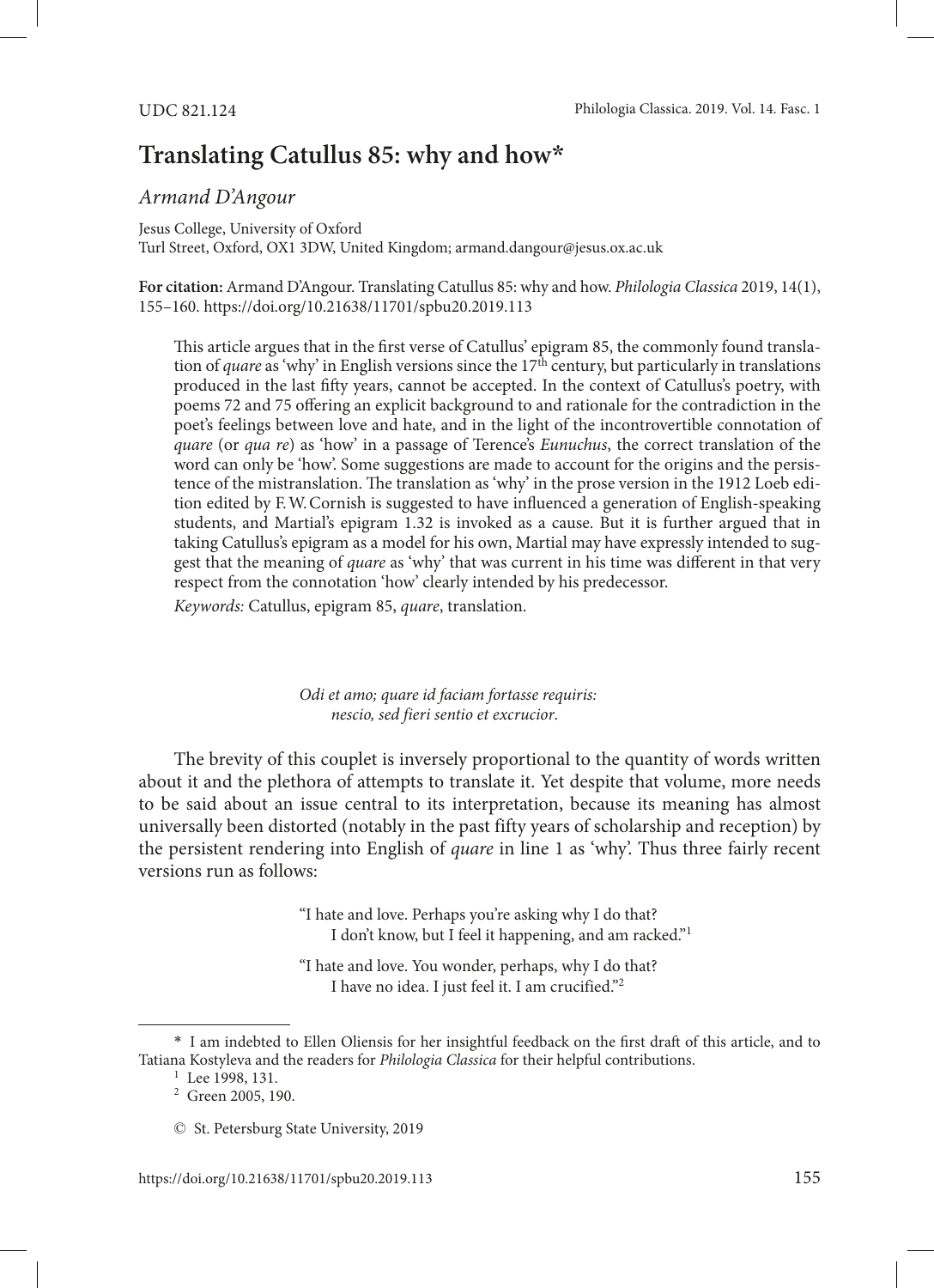UDC 821.124

# Translating Catullus 85: why and how*

*Armand D'Angour*

Jesus College, University of Oxford
Turl Street, Oxford, OX1 3DW, United Kingdom; armand.dangour@jesus.ox.ac.uk

**For citation:** Armand D'Angour. Translating Catullus 85: why and how. *Philologia Classica* 2019, 14(1), 155–160. https://doi.org/10.21638/11701/spbu20.2019.113

> This article argues that in the first verse of Catullus' epigram 85, the commonly found translation of *quare* as 'why' in English versions since the 17th century, but particularly in translations produced in the last fifty years, cannot be accepted. In the context of Catullus's poetry, with poems 72 and 75 offering an explicit background to and rationale for the contradiction in the poet's feelings between love and hate, and in the light of the incontrovertible connotation of *quare* (or *qua re*) as 'how' in a passage of Terence's *Eunuchus*, the correct translation of the word can only be 'how'. Some suggestions are made to account for the origins and the persistence of the mistranslation. The translation as 'why' in the prose version in the 1912 Loeb edition edited by F. W. Cornish is suggested to have influenced a generation of English-speaking students, and Martial's epigram 1.32 is invoked as a cause. But it is further argued that in taking Catullus's epigram as a model for his own, Martial may have expressly intended to suggest that the meaning of *quare* as 'why' that was current in his time was different in that very respect from the connotation 'how' clearly intended by his predecessor.
>
> *Keywords:* Catullus, epigram 85, *quare*, translation.

*Odi et amo; quare id faciam fortasse requiris:*
*nescio, sed fieri sentio et excrucior.*

The brevity of this couplet is inversely proportional to the quantity of words written about it and the plethora of attempts to translate it. Yet despite that volume, more needs to be said about an issue central to its interpretation, because its meaning has almost universally been distorted (notably in the past fifty years of scholarship and reception) by the persistent rendering into English of *quare* in line 1 as 'why'. Thus three fairly recent versions run as follows:

"I hate and love. Perhaps you're asking why I do that?
I don't know, but I feel it happening, and am racked."[1]

"I hate and love. You wonder, perhaps, why I do that?
I have no idea. I just feel it. I am crucified."[2]

---

\* I am indebted to Ellen Oliensis for her insightful feedback on the first draft of this article, and to Tatiana Kostyleva and the readers for *Philologia Classica* for their helpful contributions.

[1] Lee 1998, 131.

[2] Green 2005, 190.

© St. Petersburg State University, 2019

https://doi.org/10.21638/11701/spbu20.2019.113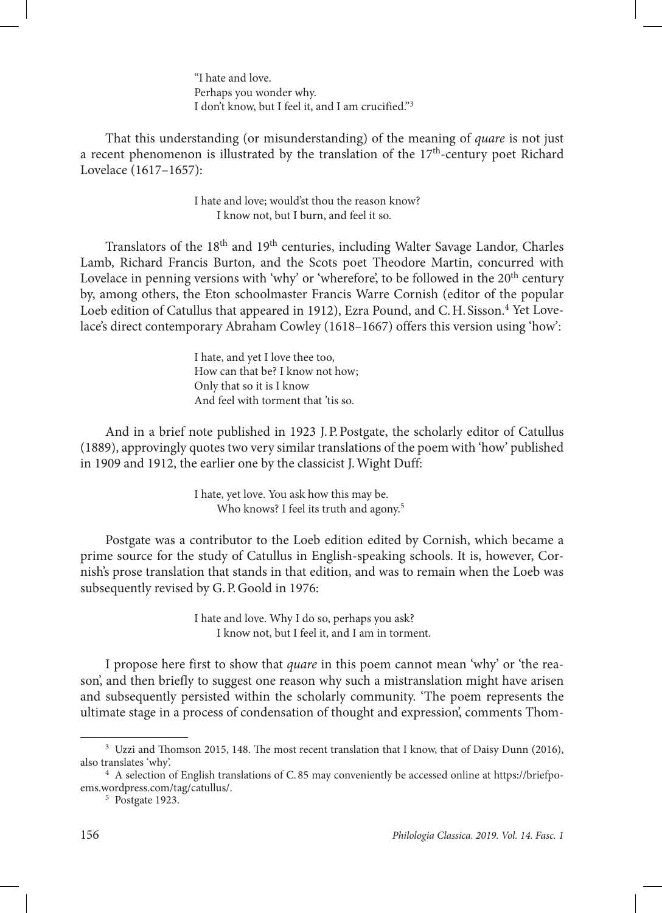> "I hate and love.
> Perhaps you wonder why.
> I don't know, but I feel it, and I am crucified."[3]

That this understanding (or misunderstanding) of the meaning of *quare* is not just a recent phenomenon is illustrated by the translation of the 17th-century poet Richard Lovelace (1617–1657):

> I hate and love; would'st thou the reason know?
> I know not, but I burn, and feel it so.

Translators of the 18th and 19th centuries, including Walter Savage Landor, Charles Lamb, Richard Francis Burton, and the Scots poet Theodore Martin, concurred with Lovelace in penning versions with 'why' or 'wherefore', to be followed in the 20th century by, among others, the Eton schoolmaster Francis Warre Cornish (editor of the popular Loeb edition of Catullus that appeared in 1912), Ezra Pound, and C. H. Sisson.[4] Yet Lovelace's direct contemporary Abraham Cowley (1618–1667) offers this version using 'how':

> I hate, and yet I love thee too,
> How can that be? I know not how;
> Only that so it is I know
> And feel with torment that 'tis so.

And in a brief note published in 1923 J. P. Postgate, the scholarly editor of Catullus (1889), approvingly quotes two very similar translations of the poem with 'how' published in 1909 and 1912, the earlier one by the classicist J. Wight Duff:

> I hate, yet love. You ask how this may be.
> Who knows? I feel its truth and agony.[5]

Postgate was a contributor to the Loeb edition edited by Cornish, which became a prime source for the study of Catullus in English-speaking schools. It is, however, Cornish's prose translation that stands in that edition, and was to remain when the Loeb was subsequently revised by G. P. Goold in 1976:

> I hate and love. Why I do so, perhaps you ask?
> I know not, but I feel it, and I am in torment.

I propose here first to show that *quare* in this poem cannot mean 'why' or 'the reason', and then briefly to suggest one reason why such a mistranslation might have arisen and subsequently persisted within the scholarly community. 'The poem represents the ultimate stage in a process of condensation of thought and expression', comments Thom-

---

[3] Uzzi and Thomson 2015, 148. The most recent translation that I know, that of Daisy Dunn (2016), also translates 'why'.

[4] A selection of English translations of C. 85 may conveniently be accessed online at https://briefpoems.wordpress.com/tag/catullus/.

[5] Postgate 1923.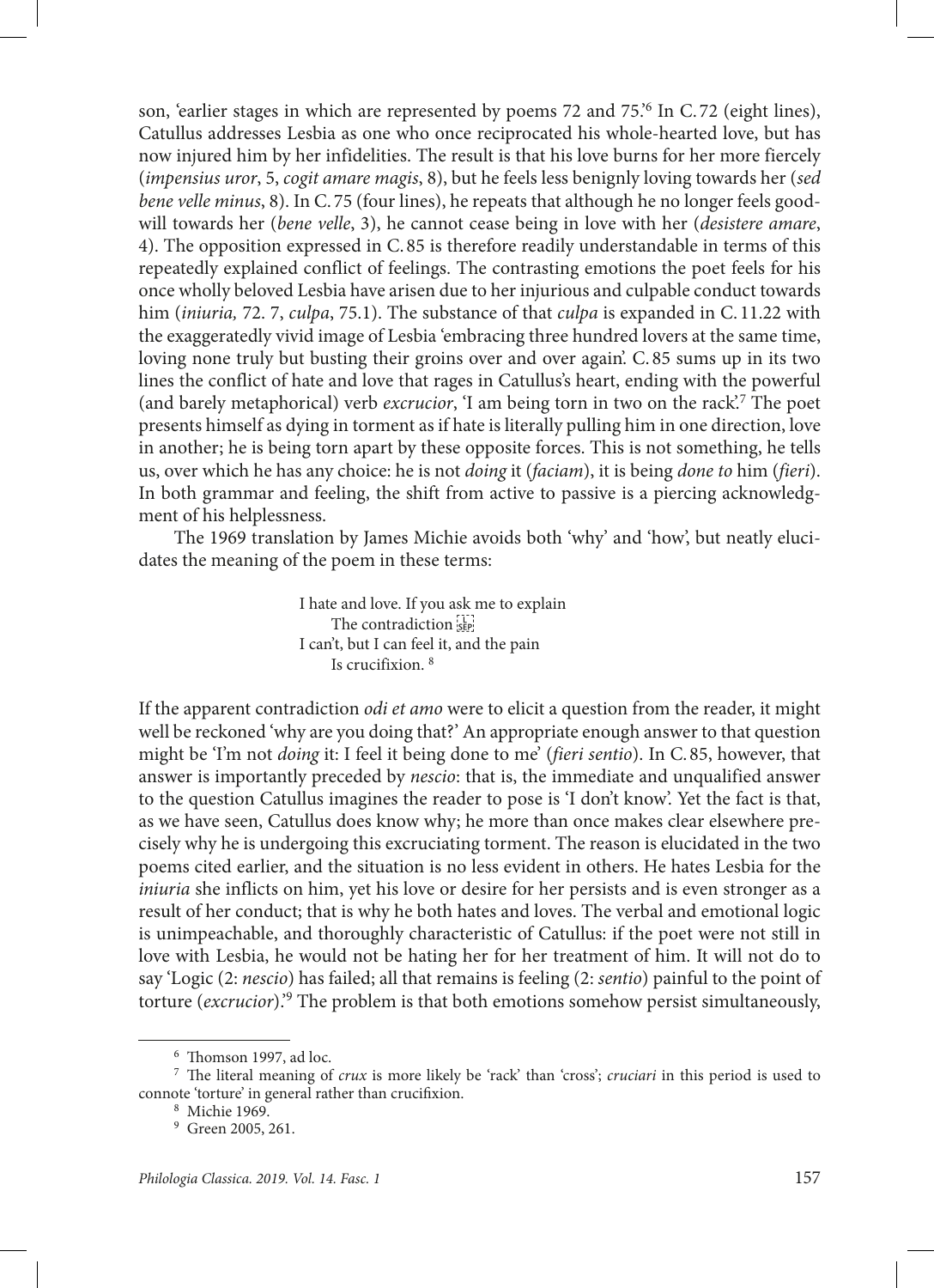son, 'earlier stages in which are represented by poems 72 and 75.'[6] In C. 72 (eight lines), Catullus addresses Lesbia as one who once reciprocated his whole-hearted love, but has now injured him by her infidelities. The result is that his love burns for her more fiercely (*impensius uror*, 5, *cogit amare magis*, 8), but he feels less benignly loving towards her (*sed bene velle minus*, 8). In C. 75 (four lines), he repeats that although he no longer feels goodwill towards her (*bene velle*, 3), he cannot cease being in love with her (*desistere amare*, 4). The opposition expressed in C. 85 is therefore readily understandable in terms of this repeatedly explained conflict of feelings. The contrasting emotions the poet feels for his once wholly beloved Lesbia have arisen due to her injurious and culpable conduct towards him (*iniuria,* 72. 7, *culpa*, 75.1). The substance of that *culpa* is expanded in C. 11.22 with the exaggeratedly vivid image of Lesbia 'embracing three hundred lovers at the same time, loving none truly but busting their groins over and over again'. C. 85 sums up in its two lines the conflict of hate and love that rages in Catullus's heart, ending with the powerful (and barely metaphorical) verb *excrucior*, 'I am being torn in two on the rack'.[7] The poet presents himself as dying in torment as if hate is literally pulling him in one direction, love in another; he is being torn apart by these opposite forces. This is not something, he tells us, over which he has any choice: he is not *doing* it (*faciam*), it is being *done to* him (*fieri*). In both grammar and feeling, the shift from active to passive is a piercing acknowledgment of his helplessness.

The 1969 translation by James Michie avoids both 'why' and 'how', but neatly elucidates the meaning of the poem in these terms:

> I hate and love. If you ask me to explain
> The contradiction
> I can't, but I can feel it, and the pain
> Is crucifixion. [8]

If the apparent contradiction *odi et amo* were to elicit a question from the reader, it might well be reckoned 'why are you doing that?' An appropriate enough answer to that question might be 'I'm not *doing* it: I feel it being done to me' (*fieri sentio*). In C. 85, however, that answer is importantly preceded by *nescio*: that is, the immediate and unqualified answer to the question Catullus imagines the reader to pose is 'I don't know'. Yet the fact is that, as we have seen, Catullus does know why; he more than once makes clear elsewhere precisely why he is undergoing this excruciating torment. The reason is elucidated in the two poems cited earlier, and the situation is no less evident in others. He hates Lesbia for the *iniuria* she inflicts on him, yet his love or desire for her persists and is even stronger as a result of her conduct; that is why he both hates and loves. The verbal and emotional logic is unimpeachable, and thoroughly characteristic of Catullus: if the poet were not still in love with Lesbia, he would not be hating her for her treatment of him. It will not do to say 'Logic (2: *nescio*) has failed; all that remains is feeling (2: *sentio*) painful to the point of torture (*excrucior*).'[9] The problem is that both emotions somehow persist simultaneously,

---

[6] Thomson 1997, ad loc.

[7] The literal meaning of *crux* is more likely be 'rack' than 'cross'; *cruciari* in this period is used to connote 'torture' in general rather than crucifixion.

[8] Michie 1969.

[9] Green 2005, 261.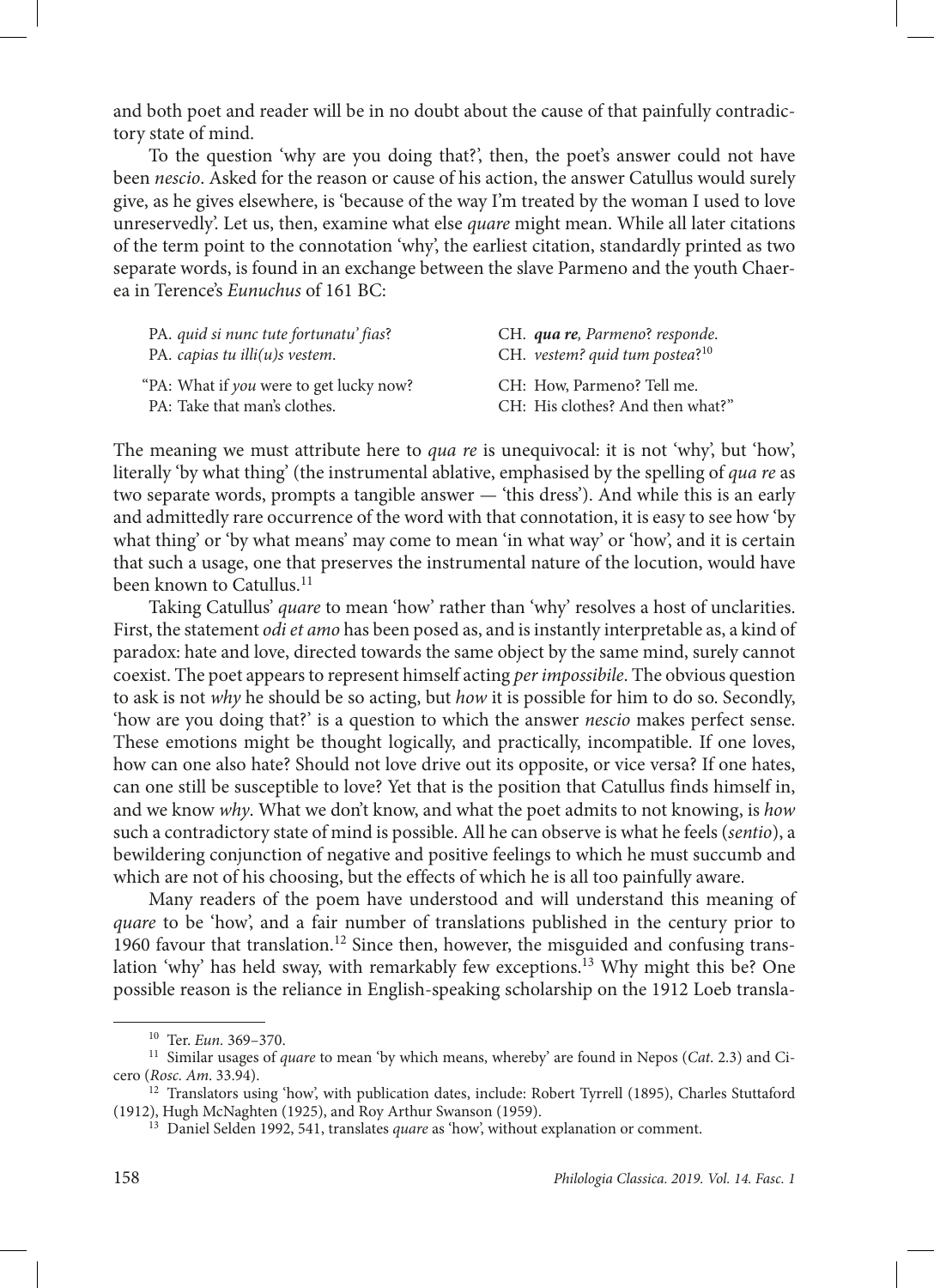and both poet and reader will be in no doubt about the cause of that painfully contradictory state of mind.

To the question 'why are you doing that?', then, the poet's answer could not have been *nescio*. Asked for the reason or cause of his action, the answer Catullus would surely give, as he gives elsewhere, is 'because of the way I'm treated by the woman I used to love unreservedly'. Let us, then, examine what else *quare* might mean. While all later citations of the term point to the connotation 'why', the earliest citation, standardly printed as two separate words, is found in an exchange between the slave Parmeno and the youth Chaerea in Terence's *Eunuchus* of 161 BC:

| | |
|---|---|
| PA. *quid si nunc tute fortunatu' fias*? | CH. ***qua re****, Parmeno*? *responde*. |
| PA. *capias tu illi(u)s vestem*. | CH. *vestem? quid tum postea*?[10] |
| "PA: What if *you* were to get lucky now? | CH: How, Parmeno? Tell me. |
| PA: Take that man's clothes. | CH: His clothes? And then what?" |

The meaning we must attribute here to *qua re* is unequivocal: it is not 'why', but 'how', literally 'by what thing' (the instrumental ablative, emphasised by the spelling of *qua re* as two separate words, prompts a tangible answer — 'this dress'). And while this is an early and admittedly rare occurrence of the word with that connotation, it is easy to see how 'by what thing' or 'by what means' may come to mean 'in what way' or 'how', and it is certain that such a usage, one that preserves the instrumental nature of the locution, would have been known to Catullus.[11]

Taking Catullus' *quare* to mean 'how' rather than 'why' resolves a host of unclarities. First, the statement *odi et amo* has been posed as, and is instantly interpretable as, a kind of paradox: hate and love, directed towards the same object by the same mind, surely cannot coexist. The poet appears to represent himself acting *per impossibile*. The obvious question to ask is not *why* he should be so acting, but *how* it is possible for him to do so. Secondly, 'how are you doing that?' is a question to which the answer *nescio* makes perfect sense. These emotions might be thought logically, and practically, incompatible. If one loves, how can one also hate? Should not love drive out its opposite, or vice versa? If one hates, can one still be susceptible to love? Yet that is the position that Catullus finds himself in, and we know *why*. What we don't know, and what the poet admits to not knowing, is *how* such a contradictory state of mind is possible. All he can observe is what he feels (*sentio*), a bewildering conjunction of negative and positive feelings to which he must succumb and which are not of his choosing, but the effects of which he is all too painfully aware.

Many readers of the poem have understood and will understand this meaning of *quare* to be 'how', and a fair number of translations published in the century prior to 1960 favour that translation.[12] Since then, however, the misguided and confusing translation 'why' has held sway, with remarkably few exceptions.[13] Why might this be? One possible reason is the reliance in English-speaking scholarship on the 1912 Loeb transla-

---

[10] Ter. *Eun.* 369–370.

[11] Similar usages of *quare* to mean 'by which means, whereby' are found in Nepos (*Cat*. 2.3) and Cicero (*Rosc. Am*. 33.94).

[12] Translators using 'how', with publication dates, include: Robert Tyrrell (1895), Charles Stuttaford (1912), Hugh McNaghten (1925), and Roy Arthur Swanson (1959).

[13] Daniel Selden 1992, 541, translates *quare* as 'how', without explanation or comment.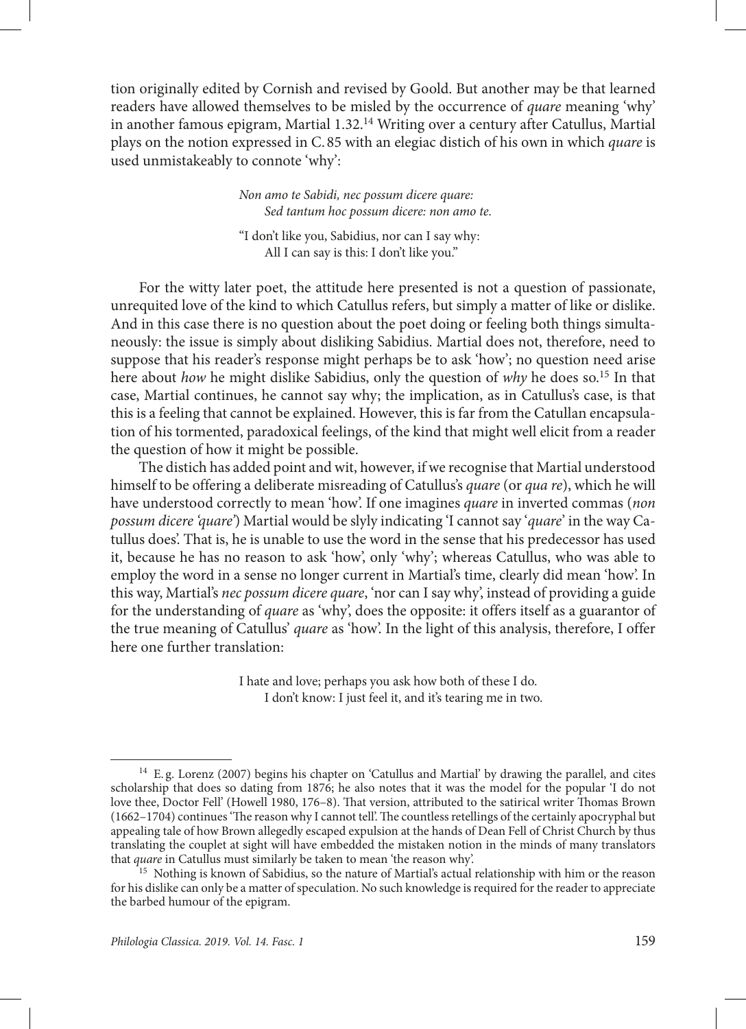tion originally edited by Cornish and revised by Goold. But another may be that learned readers have allowed themselves to be misled by the occurrence of *quare* meaning 'why' in another famous epigram, Martial 1.32.[14] Writing over a century after Catullus, Martial plays on the notion expressed in C. 85 with an elegiac distich of his own in which *quare* is used unmistakeably to connote 'why':

> *Non amo te Sabidi, nec possum dicere quare:*
> *Sed tantum hoc possum dicere: non amo te.*
>
> "I don't like you, Sabidius, nor can I say why:
> All I can say is this: I don't like you."

For the witty later poet, the attitude here presented is not a question of passionate, unrequited love of the kind to which Catullus refers, but simply a matter of like or dislike. And in this case there is no question about the poet doing or feeling both things simultaneously: the issue is simply about disliking Sabidius. Martial does not, therefore, need to suppose that his reader's response might perhaps be to ask 'how'; no question need arise here about *how* he might dislike Sabidius, only the question of *why* he does so.[15] In that case, Martial continues, he cannot say why; the implication, as in Catullus's case, is that this is a feeling that cannot be explained. However, this is far from the Catullan encapsulation of his tormented, paradoxical feelings, of the kind that might well elicit from a reader the question of how it might be possible.

The distich has added point and wit, however, if we recognise that Martial understood himself to be offering a deliberate misreading of Catullus's *quare* (or *qua re*), which he will have understood correctly to mean 'how'. If one imagines *quare* in inverted commas (*non possum dicere 'quare'*) Martial would be slyly indicating 'I cannot say '*quare*' in the way Catullus does'. That is, he is unable to use the word in the sense that his predecessor has used it, because he has no reason to ask 'how', only 'why'; whereas Catullus, who was able to employ the word in a sense no longer current in Martial's time, clearly did mean 'how'. In this way, Martial's *nec possum dicere quare*, 'nor can I say why', instead of providing a guide for the understanding of *quare* as 'why', does the opposite: it offers itself as a guarantor of the true meaning of Catullus' *quare* as 'how'. In the light of this analysis, therefore, I offer here one further translation:

> I hate and love; perhaps you ask how both of these I do.
> I don't know: I just feel it, and it's tearing me in two.

---

[14] E. g. Lorenz (2007) begins his chapter on 'Catullus and Martial' by drawing the parallel, and cites scholarship that does so dating from 1876; he also notes that it was the model for the popular 'I do not love thee, Doctor Fell' (Howell 1980, 176–8). That version, attributed to the satirical writer Thomas Brown (1662–1704) continues 'The reason why I cannot tell'. The countless retellings of the certainly apocryphal but appealing tale of how Brown allegedly escaped expulsion at the hands of Dean Fell of Christ Church by thus translating the couplet at sight will have embedded the mistaken notion in the minds of many translators that *quare* in Catullus must similarly be taken to mean 'the reason why'.

[15] Nothing is known of Sabidius, so the nature of Martial's actual relationship with him or the reason for his dislike can only be a matter of speculation. No such knowledge is required for the reader to appreciate the barbed humour of the epigram.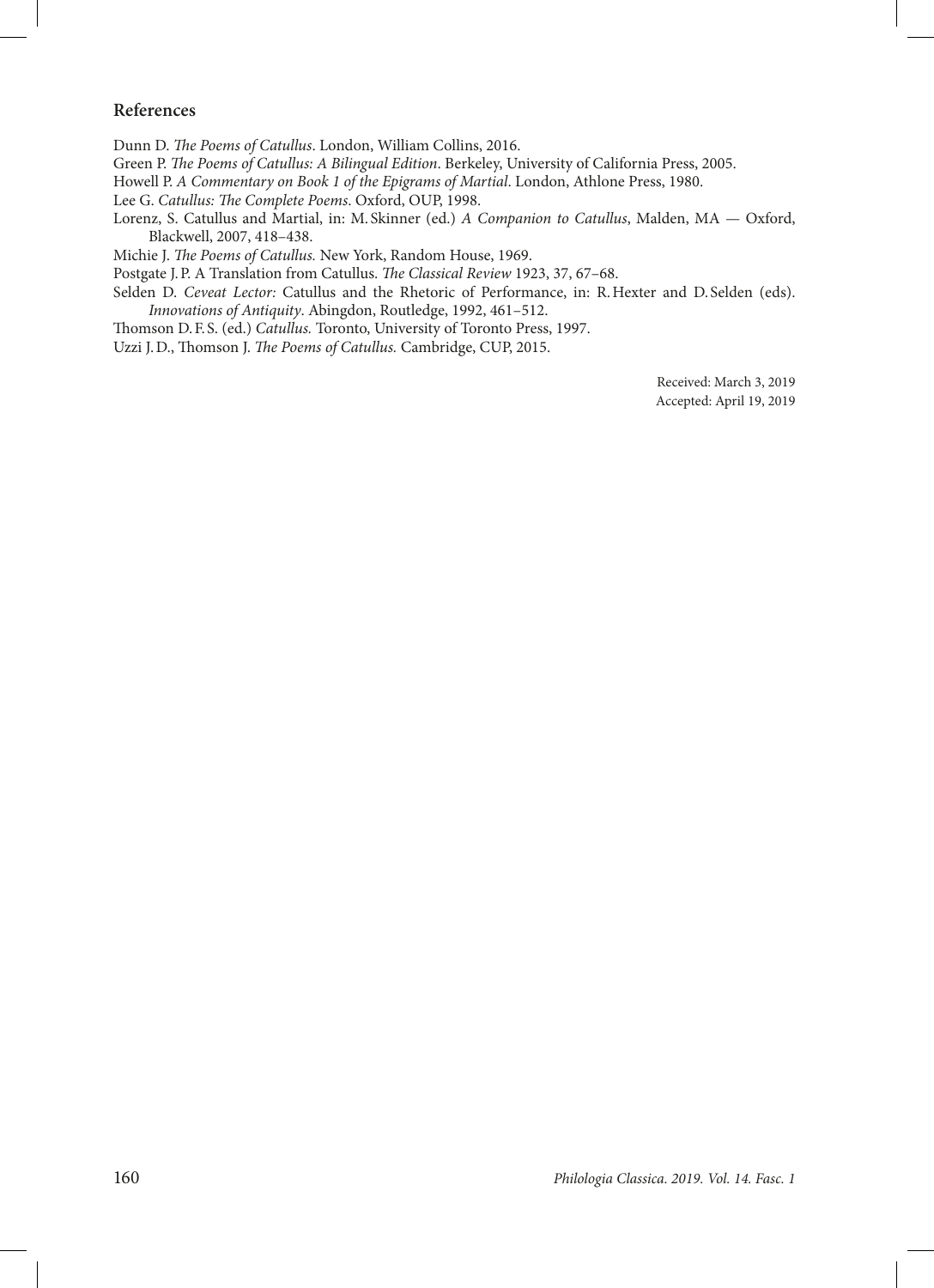## References

Dunn D. *The Poems of Catullus*. London, William Collins, 2016.

Green P. *The Poems of Catullus: A Bilingual Edition*. Berkeley, University of California Press, 2005.

Howell P. *A Commentary on Book 1 of the Epigrams of Martial*. London, Athlone Press, 1980.

Lee G. *Catullus: The Complete Poems*. Oxford, OUP, 1998.

Lorenz, S. Catullus and Martial, in: M. Skinner (ed.) *A Companion to Catullus*, Malden, MA — Oxford, Blackwell, 2007, 418–438.

Michie J. *The Poems of Catullus.* New York, Random House, 1969.

Postgate J. P. A Translation from Catullus. *The Classical Review* 1923, 37, 67–68.

Selden D. *Ceveat Lector:* Catullus and the Rhetoric of Performance, in: R. Hexter and D. Selden (eds). *Innovations of Antiquity*. Abingdon, Routledge, 1992, 461–512.

Thomson D. F. S. (ed.) *Catullus.* Toronto, University of Toronto Press, 1997.

Uzzi J. D., Thomson J. *The Poems of Catullus.* Cambridge, CUP, 2015.

Received: March 3, 2019
Accepted: April 19, 2019